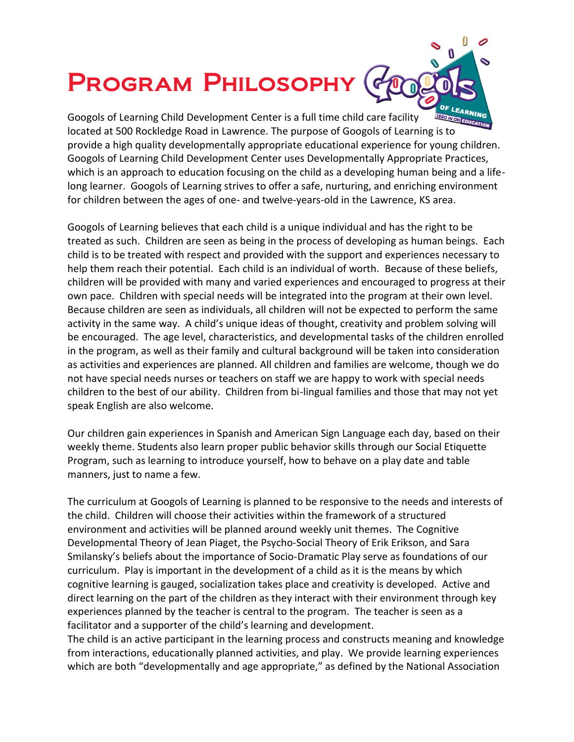# Program Philosophy

Googols of Learning Child Development Center is a full time child care facility located at 500 Rockledge Road in Lawrence. The purpose of Googols of Learning is to provide a high quality developmentally appropriate educational experience for young children. Googols of Learning Child Development Center uses Developmentally Appropriate Practices, which is an approach to education focusing on the child as a developing human being and a life-long learner. Googols of Learning strives to offer a safe, nurturing, and enriching environment for children between the ages of one- and twelve-years-old in the Lawrence, KS area.

Googols of Learning believes that each child is a unique individual and has the right to be treated as such. Children are seen as being in the process of developing as human beings. Each child is to be treated with respect and provided with the support and experiences necessary to help them reach their potential. Each child is an individual of worth. Because of these beliefs, children will be provided with many and varied experiences and encouraged to progress at their own pace. Children with special needs will be integrated into the program at their own level. Because children are seen as individuals, all children will not be expected to perform the same activity in the same way. A child's unique ideas of thought, creativity and problem solving will be encouraged. The age level, characteristics, and developmental tasks of the children enrolled in the program, as well as their family and cultural background will be taken into consideration as activities and experiences are planned. All children and families are welcome, though we do not have special needs nurses or teachers on staff we are happy to work with special needs children to the best of our ability. Children from bi-lingual families and those that may not yet speak English are also welcome.

Our children gain experiences in Spanish and American Sign Language each day, based on their weekly theme. Students also learn proper public behavior skills through our Social Etiquette Program, such as learning to introduce yourself, how to behave on a play date and table manners, just to name a few.

The curriculum at Googols of Learning is planned to be responsive to the needs and interests of the child. Children will choose their activities within the framework of a structured environment and activities will be planned around weekly unit themes. The Cognitive Developmental Theory of Jean Piaget, the Psycho-Social Theory of Erik Erikson, and Sara Smilansky's beliefs about the importance of Socio-Dramatic Play serve as foundations of our curriculum. Play is important in the development of a child as it is the means by which cognitive learning is gauged, socialization takes place and creativity is developed. Active and direct learning on the part of the children as they interact with their environment through key experiences planned by the teacher is central to the program. The teacher is seen as a facilitator and a supporter of the child's learning and development.

The child is an active participant in the learning process and constructs meaning and knowledge from interactions, educationally planned activities, and play. We provide learning experiences which are both "developmentally and age appropriate," as defined by the National Association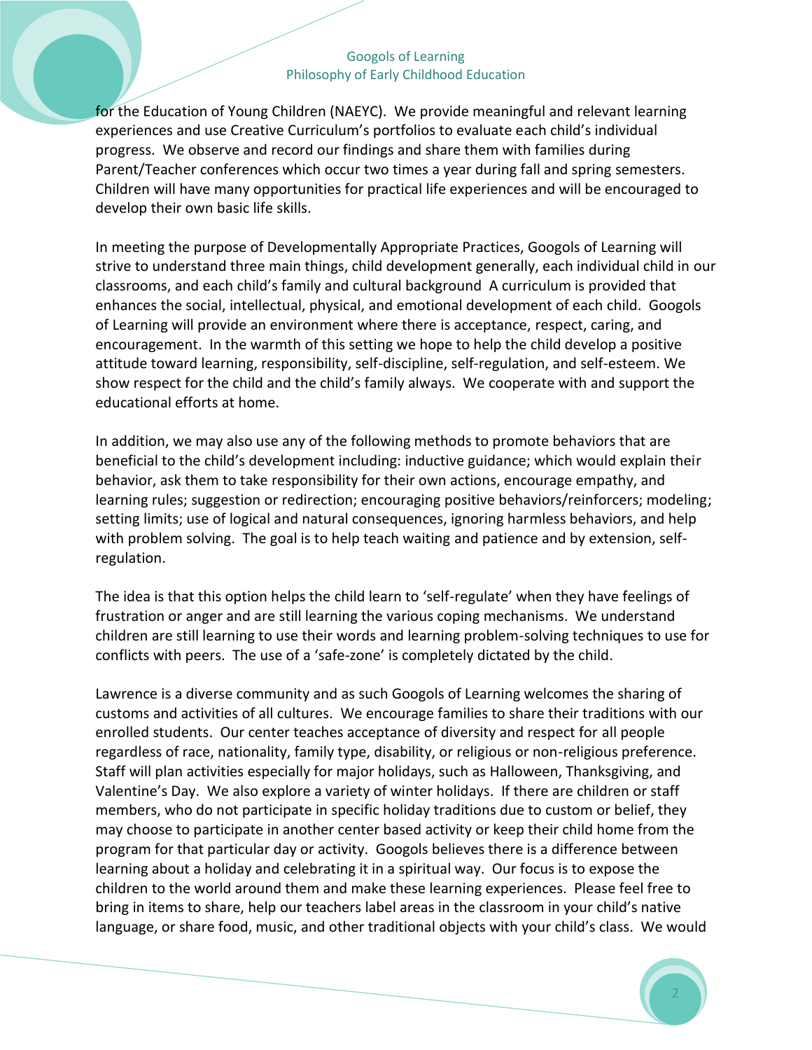for the Education of Young Children (NAEYC). We provide meaningful and relevant learning experiences and use Creative Curriculum's portfolios to evaluate each child's individual progress. We observe and record our findings and share them with families during Parent/Teacher conferences which occur two times a year during fall and spring semesters. Children will have many opportunities for practical life experiences and will be encouraged to develop their own basic life skills.

In meeting the purpose of Developmentally Appropriate Practices, Googols of Learning will strive to understand three main things, child development generally, each individual child in our classrooms, and each child's family and cultural background A curriculum is provided that enhances the social, intellectual, physical, and emotional development of each child. Googols of Learning will provide an environment where there is acceptance, respect, caring, and encouragement. In the warmth of this setting we hope to help the child develop a positive attitude toward learning, responsibility, self-discipline, self-regulation, and self-esteem. We show respect for the child and the child's family always. We cooperate with and support the educational efforts at home.

In addition, we may also use any of the following methods to promote behaviors that are beneficial to the child's development including: inductive guidance; which would explain their behavior, ask them to take responsibility for their own actions, encourage empathy, and learning rules; suggestion or redirection; encouraging positive behaviors/reinforcers; modeling; setting limits; use of logical and natural consequences, ignoring harmless behaviors, and help with problem solving. The goal is to help teach waiting and patience and by extension, self-regulation.

The idea is that this option helps the child learn to 'self-regulate' when they have feelings of frustration or anger and are still learning the various coping mechanisms. We understand children are still learning to use their words and learning problem-solving techniques to use for conflicts with peers. The use of a 'safe-zone' is completely dictated by the child.

Lawrence is a diverse community and as such Googols of Learning welcomes the sharing of customs and activities of all cultures. We encourage families to share their traditions with our enrolled students. Our center teaches acceptance of diversity and respect for all people regardless of race, nationality, family type, disability, or religious or non-religious preference. Staff will plan activities especially for major holidays, such as Halloween, Thanksgiving, and Valentine's Day. We also explore a variety of winter holidays. If there are children or staff members, who do not participate in specific holiday traditions due to custom or belief, they may choose to participate in another center based activity or keep their child home from the program for that particular day or activity. Googols believes there is a difference between learning about a holiday and celebrating it in a spiritual way. Our focus is to expose the children to the world around them and make these learning experiences. Please feel free to bring in items to share, help our teachers label areas in the classroom in your child's native language, or share food, music, and other traditional objects with your child's class. We would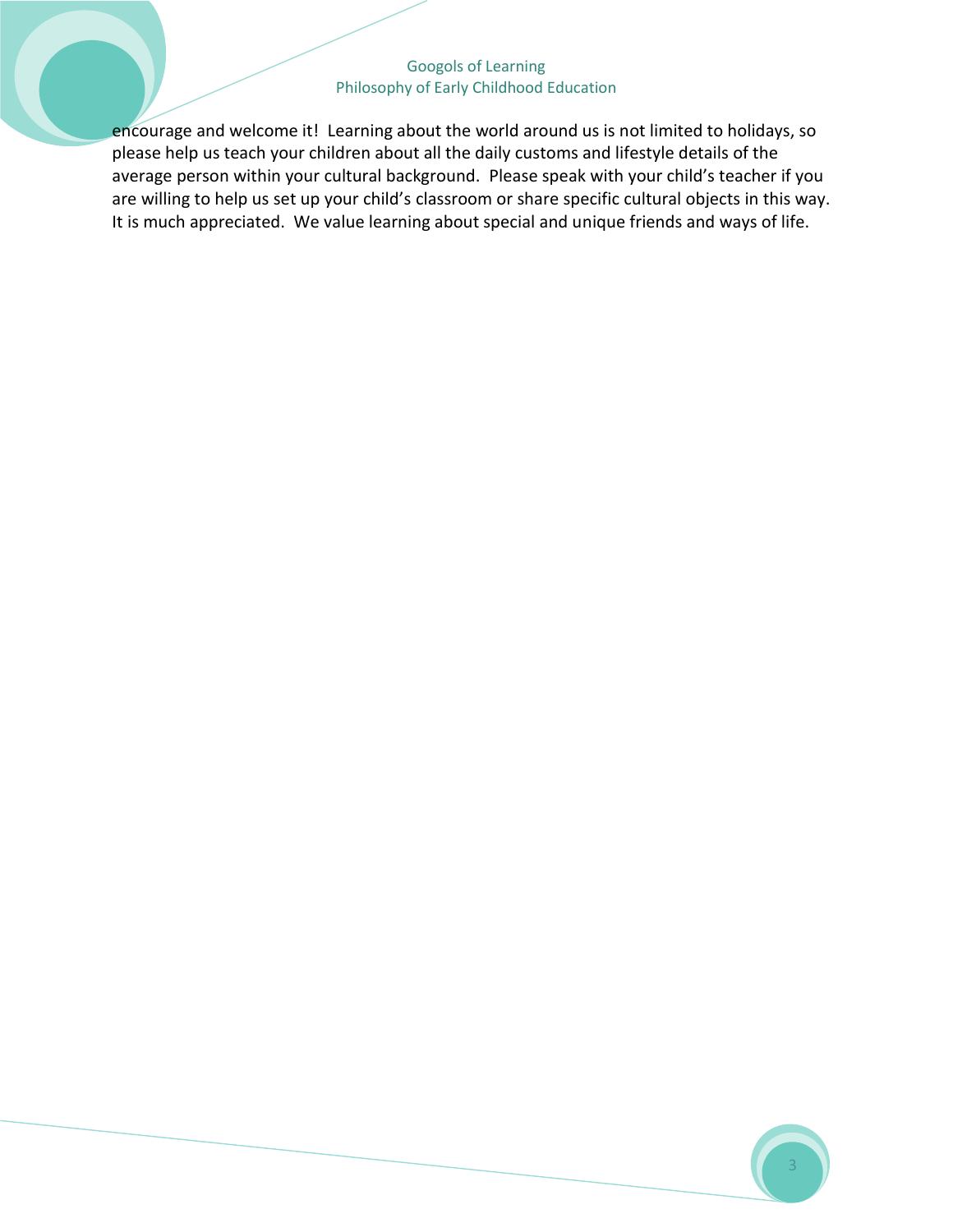encourage and welcome it! Learning about the world around us is not limited to holidays, so please help us teach your children about all the daily customs and lifestyle details of the average person within your cultural background. Please speak with your child's teacher if you are willing to help us set up your child's classroom or share specific cultural objects in this way. It is much appreciated. We value learning about special and unique friends and ways of life.